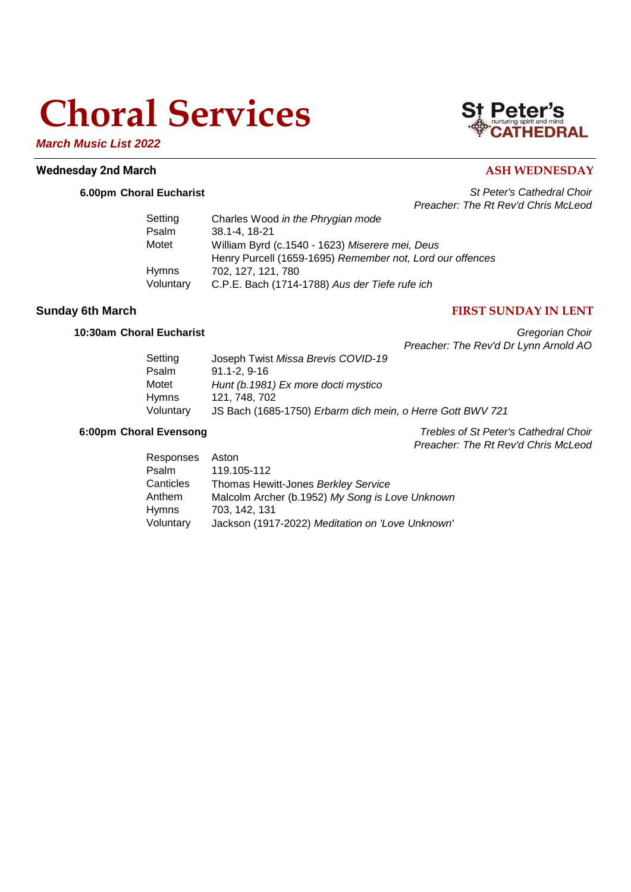# Choral Services

***March Music List 2022***

St Peter's nurturing spirit and mind CATHEDRAL

## Wednesday 2nd March — ASH WEDNESDAY

### 6.00pm Choral Eucharist

*St Peter's Cathedral Choir*
*Preacher: The Rt Rev'd Chris McLeod*

| | |
|---|---|
| Setting | Charles Wood *in the Phrygian mode* |
| Psalm | 38.1-4, 18-21 |
| Motet | William Byrd (c.1540 - 1623) *Miserere mei, Deus* |
| | Henry Purcell (1659-1695) *Remember not, Lord our offences* |
| Hymns | 702, 127, 121, 780 |
| Voluntary | C.P.E. Bach (1714-1788) *Aus der Tiefe rufe ich* |

## Sunday 6th March — FIRST SUNDAY IN LENT

### 10:30am Choral Eucharist

*Gregorian Choir*
*Preacher: The Rev'd Dr Lynn Arnold AO*

| | |
|---|---|
| Setting | Joseph Twist *Missa Brevis COVID-19* |
| Psalm | 91.1-2, 9-16 |
| Motet | *Hunt (b.1981) Ex more docti mystico* |
| Hymns | 121, 748, 702 |
| Voluntary | JS Bach (1685-1750) *Erbarm dich mein, o Herre Gott BWV 721* |

### 6:00pm Choral Evensong

*Trebles of St Peter's Cathedral Choir*
*Preacher: The Rt Rev'd Chris McLeod*

| | |
|---|---|
| Responses | Aston |
| Psalm | 119.105-112 |
| Canticles | Thomas Hewitt-Jones *Berkley Service* |
| Anthem | Malcolm Archer (b.1952) *My Song is Love Unknown* |
| Hymns | 703, 142, 131 |
| Voluntary | Jackson (1917-2022) *Meditation on 'Love Unknown'* |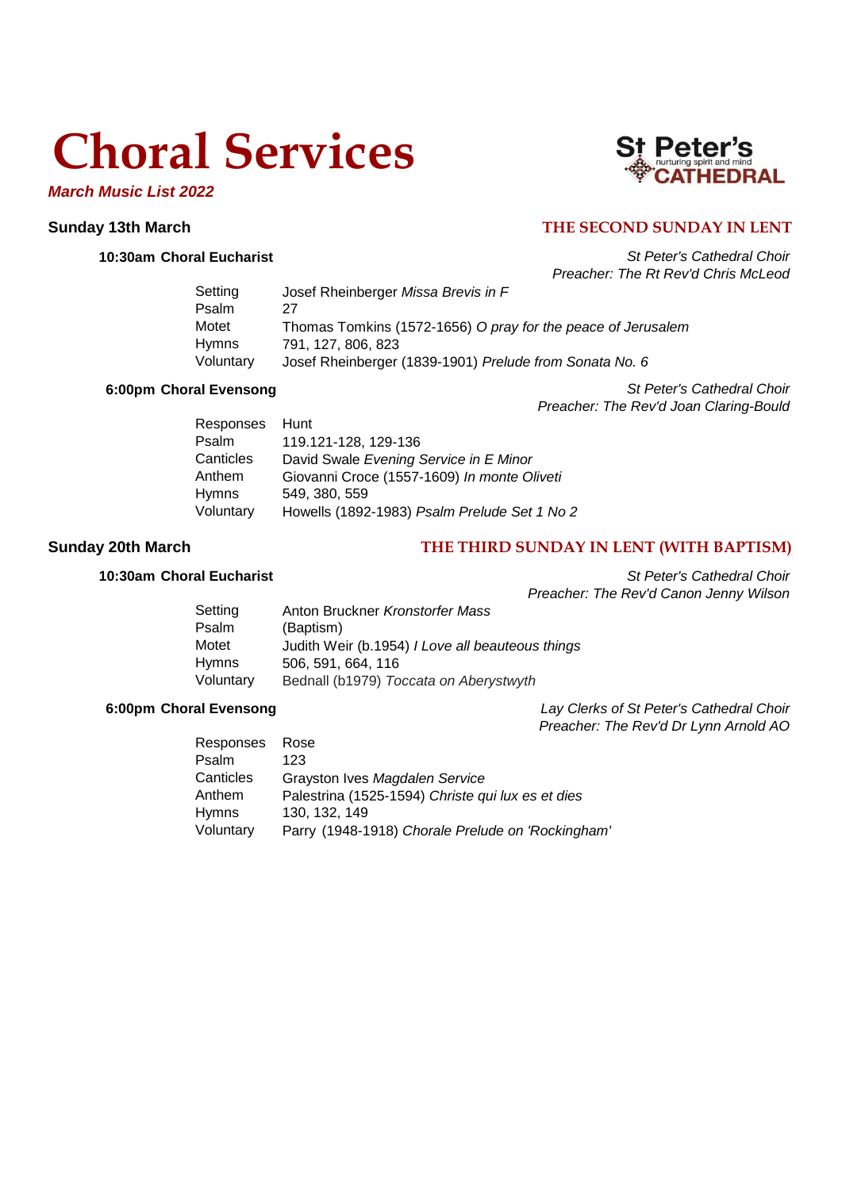# Choral Services

***March Music List 2022***

St Peter's nurturing spirit and mind CATHEDRAL

## Sunday 13th March — THE SECOND SUNDAY IN LENT

### 10:30am Choral Eucharist

*St Peter's Cathedral Choir*
*Preacher: The Rt Rev'd Chris McLeod*

| | |
|---|---|
| Setting | Josef Rheinberger *Missa Brevis in F* |
| Psalm | 27 |
| Motet | Thomas Tomkins (1572-1656) *O pray for the peace of Jerusalem* |
| Hymns | 791, 127, 806, 823 |
| Voluntary | Josef Rheinberger (1839-1901) *Prelude from Sonata No. 6* |

### 6:00pm Choral Evensong

*St Peter's Cathedral Choir*
*Preacher: The Rev'd Joan Claring-Bould*

| | |
|---|---|
| Responses | Hunt |
| Psalm | 119.121-128, 129-136 |
| Canticles | David Swale *Evening Service in E Minor* |
| Anthem | Giovanni Croce (1557-1609) *In monte Oliveti* |
| Hymns | 549, 380, 559 |
| Voluntary | Howells (1892-1983) *Psalm Prelude Set 1 No 2* |

## Sunday 20th March — THE THIRD SUNDAY IN LENT (WITH BAPTISM)

### 10:30am Choral Eucharist

*St Peter's Cathedral Choir*
*Preacher: The Rev'd Canon Jenny Wilson*

| | |
|---|---|
| Setting | Anton Bruckner *Kronstorfer Mass* |
| Psalm | (Baptism) |
| Motet | Judith Weir (b.1954) *I Love all beauteous things* |
| Hymns | 506, 591, 664, 116 |
| Voluntary | Bednall (b1979) *Toccata on Aberystwyth* |

### 6:00pm Choral Evensong

*Lay Clerks of St Peter's Cathedral Choir*
*Preacher: The Rev'd Dr Lynn Arnold AO*

| | |
|---|---|
| Responses | Rose |
| Psalm | 123 |
| Canticles | Grayston Ives *Magdalen Service* |
| Anthem | Palestrina (1525-1594) *Christe qui lux es et dies* |
| Hymns | 130, 132, 149 |
| Voluntary | Parry (1948-1918) *Chorale Prelude on 'Rockingham'* |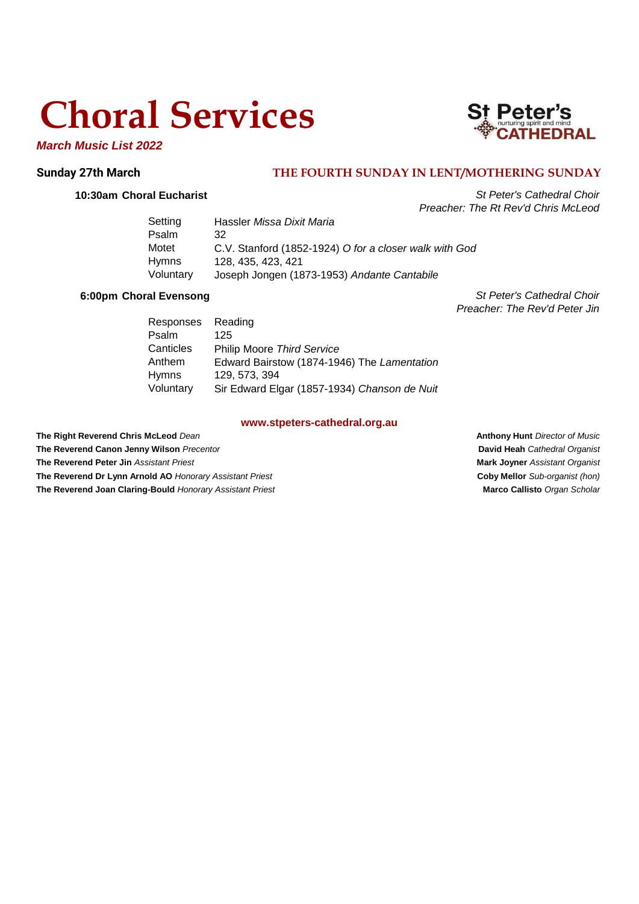# Choral Services

***March Music List 2022***

St Peter's
nurturing spirit and mind
CATHEDRAL

**Sunday 27th March** — **THE FOURTH SUNDAY IN LENT/MOTHERING SUNDAY**

**10:30am Choral Eucharist**

*St Peter's Cathedral Choir*
*Preacher: The Rt Rev'd Chris McLeod*

| | |
|---|---|
| Setting | Hassler *Missa Dixit Maria* |
| Psalm | 32 |
| Motet | C.V. Stanford (1852-1924) *O for a closer walk with God* |
| Hymns | 128, 435, 423, 421 |
| Voluntary | Joseph Jongen (1873-1953) *Andante Cantabile* |

**6:00pm Choral Evensong**

*St Peter's Cathedral Choir*
*Preacher: The Rev'd Peter Jin*

| | |
|---|---|
| Responses | Reading |
| Psalm | 125 |
| Canticles | Philip Moore *Third Service* |
| Anthem | Edward Bairstow (1874-1946) The *Lamentation* |
| Hymns | 129, 573, 394 |
| Voluntary | Sir Edward Elgar (1857-1934) *Chanson de Nuit* |

**www.stpeters-cathedral.org.au**

**The Right Reverend Chris McLeod** *Dean*
**The Reverend Canon Jenny Wilson** *Precentor*
**The Reverend Peter Jin** *Assistant Priest*
**The Reverend Dr Lynn Arnold AO** *Honorary Assistant Priest*
**The Reverend Joan Claring-Bould** *Honorary Assistant Priest*

**Anthony Hunt** *Director of Music*
**David Heah** *Cathedral Organist*
**Mark Joyner** *Assistant Organist*
**Coby Mellor** *Sub-organist (hon)*
**Marco Callisto** *Organ Scholar*